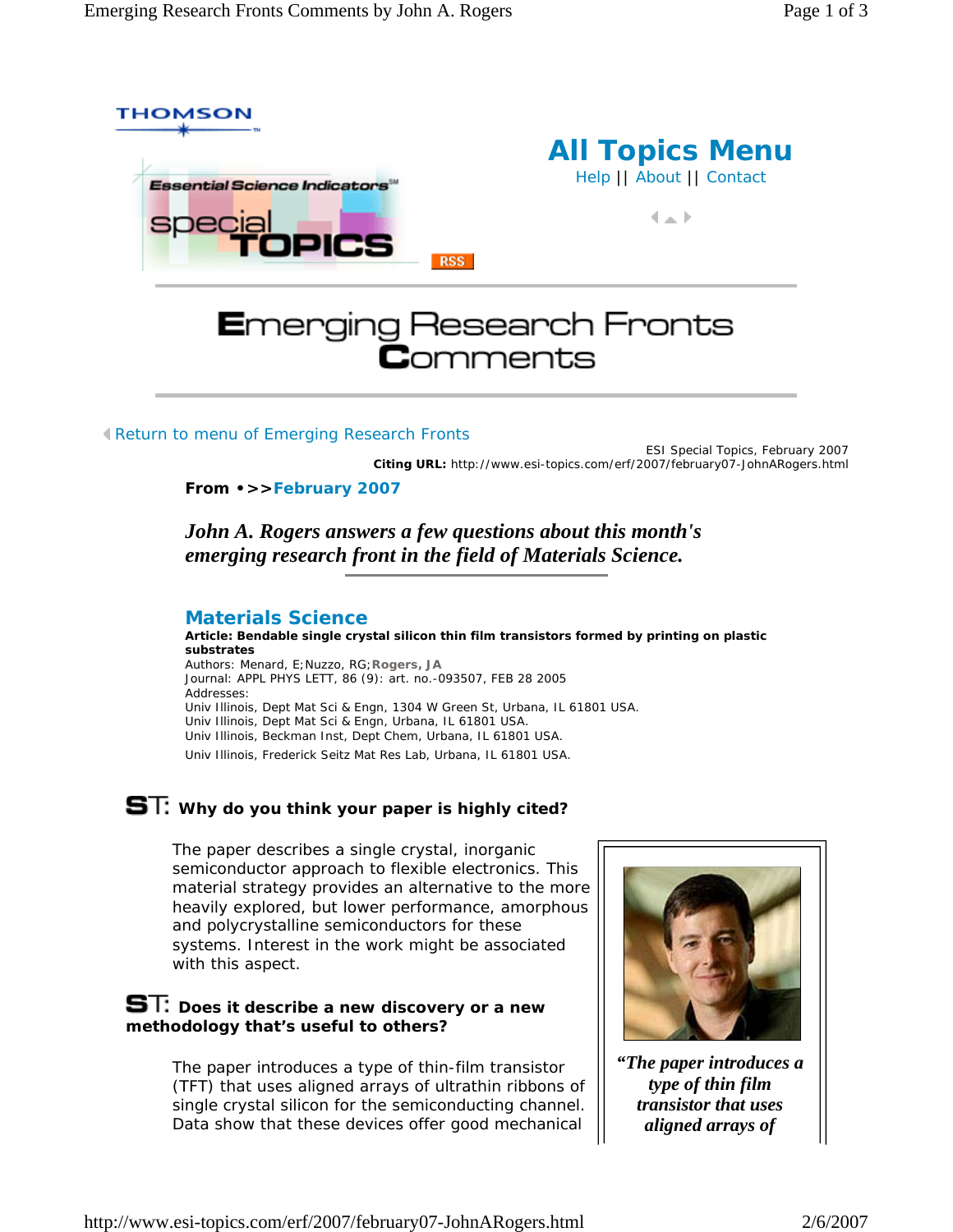THOMSON

Essential Science Indicators[SM] special TOPICS

RSS

# All Topics Menu

Help || About || Contact

# Emerging Research Fronts Comments

Return to menu of Emerging Research Fronts

ESI Special Topics, February 2007
**Citing URL:** http://www.esi-topics.com/erf/2007/february07-JohnARogers.html

**From •>>February 2007**

***John A. Rogers answers a few questions about this month's emerging research front in the field of Materials Science.***

## Materials Science

**Article: Bendable single crystal silicon thin film transistors formed by printing on plastic substrates**
Authors: Menard, E;Nuzzo, RG;**Rogers, JA**
Journal: APPL PHYS LETT, 86 (9): art. no.-093507, FEB 28 2005
Addresses:
Univ Illinois, Dept Mat Sci & Engn, 1304 W Green St, Urbana, IL 61801 USA.
Univ Illinois, Dept Mat Sci & Engn, Urbana, IL 61801 USA.
Univ Illinois, Beckman Inst, Dept Chem, Urbana, IL 61801 USA.
Univ Illinois, Frederick Seitz Mat Res Lab, Urbana, IL 61801 USA.

### ST: Why do you think your paper is highly cited?

The paper describes a single crystal, inorganic semiconductor approach to flexible electronics. This material strategy provides an alternative to the more heavily explored, but lower performance, amorphous and polycrystalline semiconductors for these systems. Interest in the work might be associated with this aspect.

### ST: Does it describe a new discovery or a new methodology that's useful to others?

The paper introduces a type of thin-film transistor (TFT) that uses aligned arrays of ultrathin ribbons of single crystal silicon for the semiconducting channel. Data show that these devices offer good mechanical

***"The paper introduces a type of thin film transistor that uses aligned arrays of***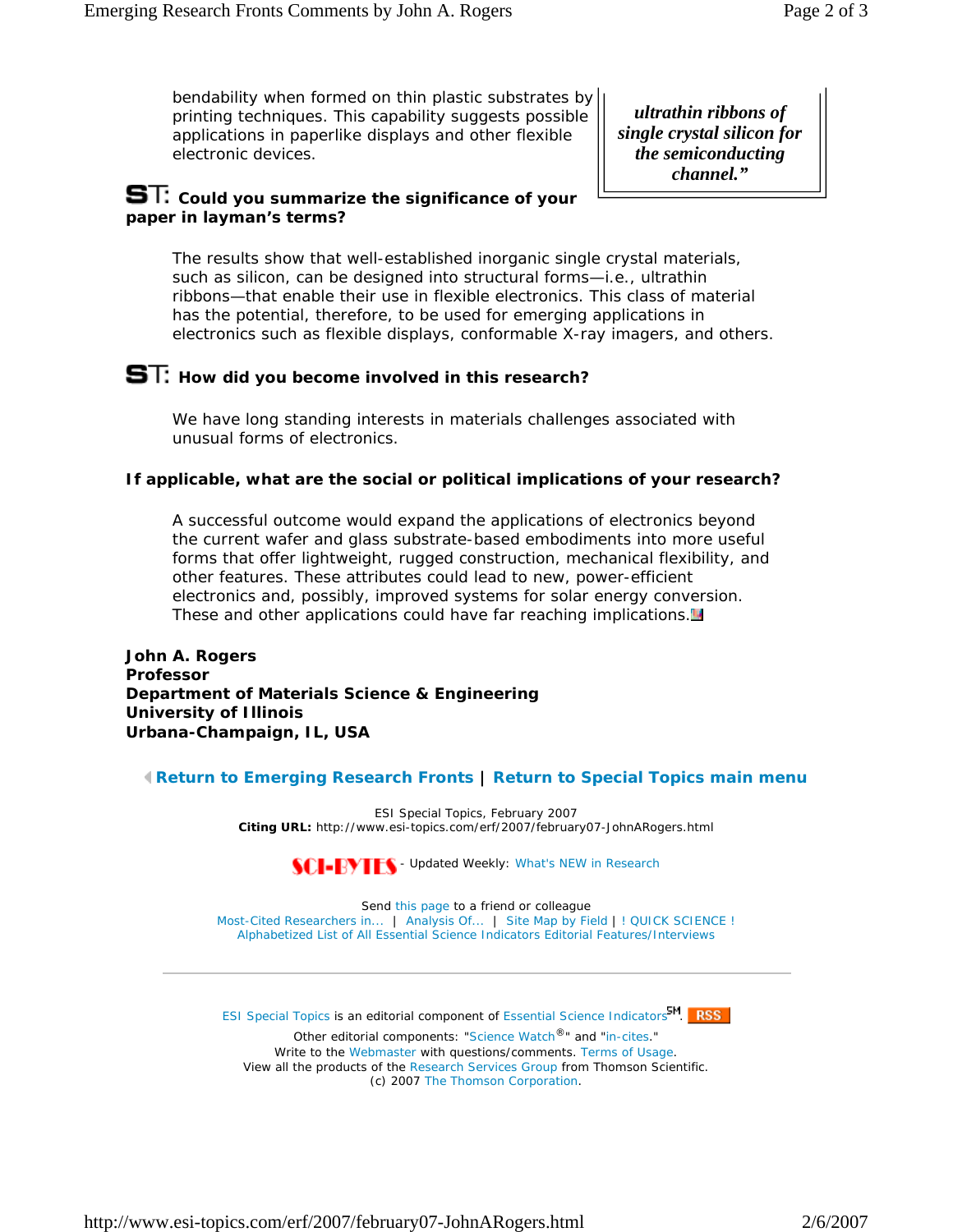bendability when formed on thin plastic substrates by printing techniques. This capability suggests possible applications in paperlike displays and other flexible electronic devices.

> *ultrathin ribbons of single crystal silicon for the semiconducting channel."*

**ST: Could you summarize the significance of your paper in layman's terms?**

The results show that well-established inorganic single crystal materials, such as silicon, can be designed into structural forms—i.e., ultrathin ribbons—that enable their use in flexible electronics. This class of material has the potential, therefore, to be used for emerging applications in electronics such as flexible displays, conformable X-ray imagers, and others.

**ST: How did you become involved in this research?**

We have long standing interests in materials challenges associated with unusual forms of electronics.

**If applicable, what are the social or political implications of your research?**

A successful outcome would expand the applications of electronics beyond the current wafer and glass substrate-based embodiments into more useful forms that offer lightweight, rugged construction, mechanical flexibility, and other features. These attributes could lead to new, power-efficient electronics and, possibly, improved systems for solar energy conversion. These and other applications could have far reaching implications.

**John A. Rogers**
**Professor**
**Department of Materials Science & Engineering**
**University of Illinois**
**Urbana-Champaign, IL, USA**

**Return to Emerging Research Fronts | Return to Special Topics main menu**

ESI Special Topics, February 2007
**Citing URL:** http://www.esi-topics.com/erf/2007/february07-JohnARogers.html

SCI-BYTES - Updated Weekly: What's NEW in Research

Send this page to a friend or colleague
Most-Cited Researchers in... | Analysis Of... | Site Map by Field | ! QUICK SCIENCE !
Alphabetized List of All Essential Science Indicators Editorial Features/Interviews

---

ESI Special Topics is an editorial component of Essential Science Indicators℠. RSS
Other editorial components: "Science Watch®" and "in-cites."
Write to the Webmaster with questions/comments. Terms of Usage.
View all the products of the Research Services Group from Thomson Scientific.
(c) 2007 The Thomson Corporation.